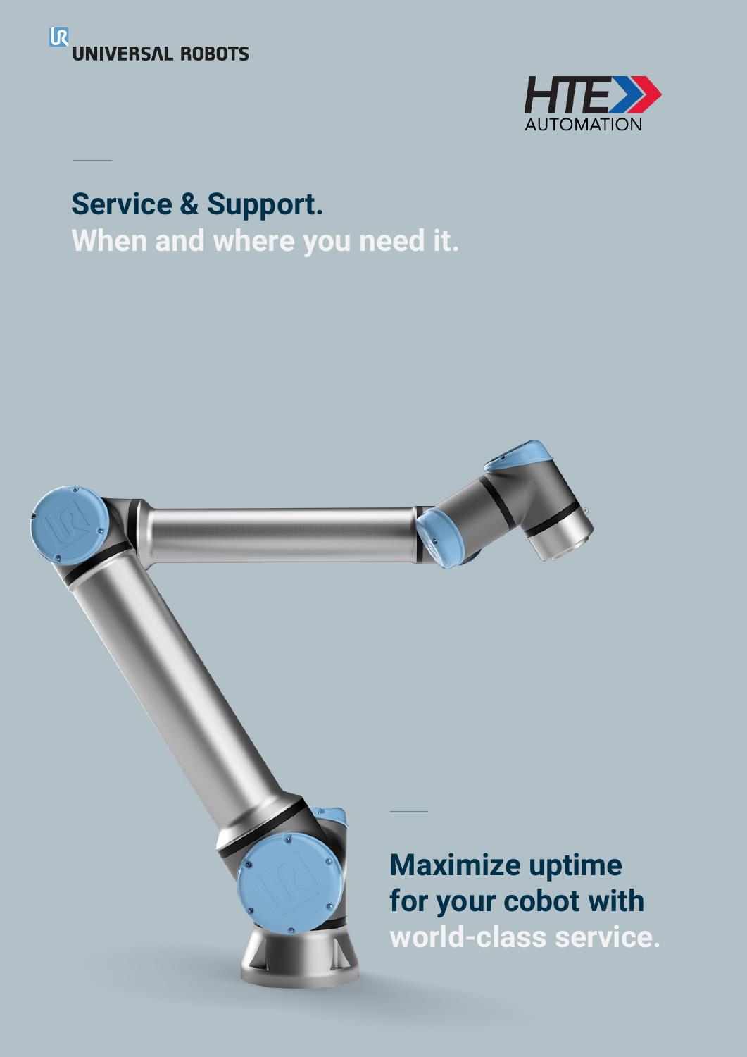UNIVERSAL ROBOTS

HTE AUTOMATION

# Service & Support.
## When and where you need it.

## Maximize uptime for your cobot with world-class service.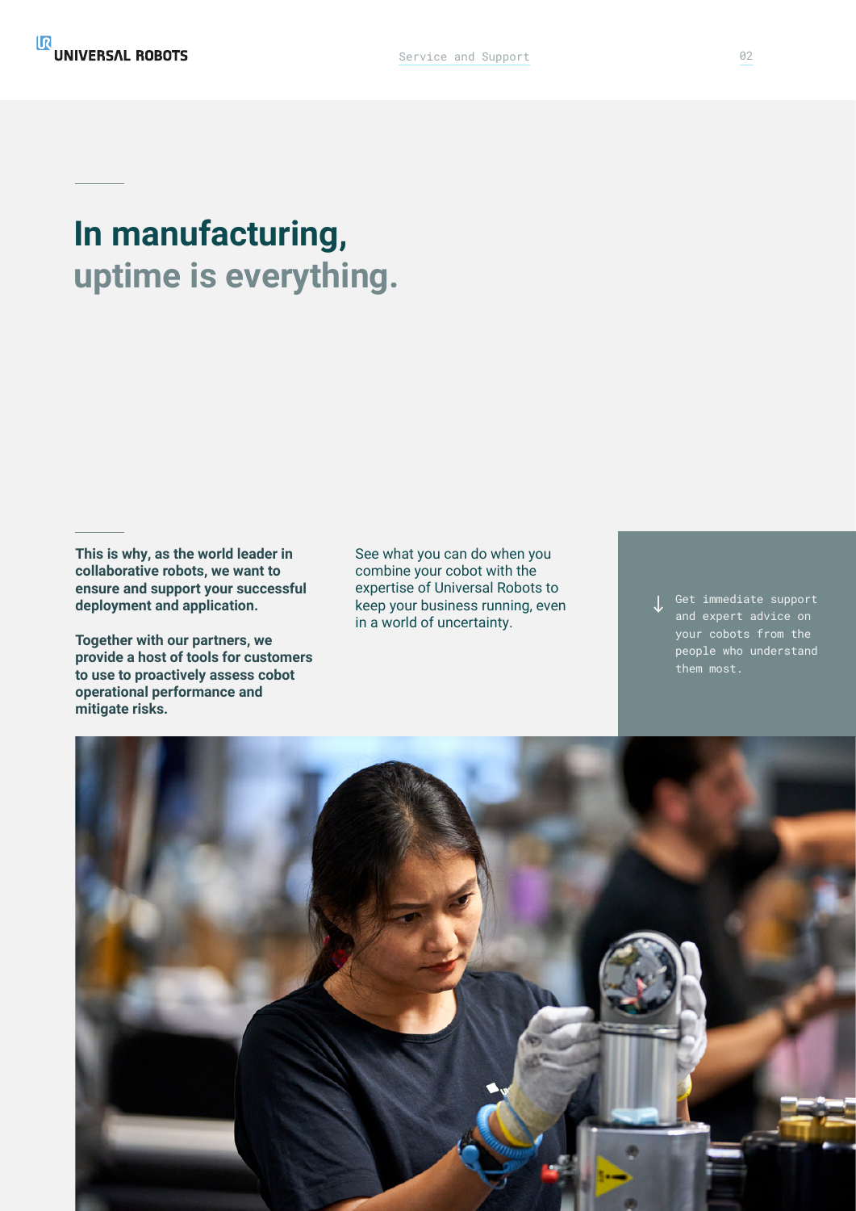# In manufacturing, uptime is everything.

**This is why, as the world leader in collaborative robots, we want to ensure and support your successful deployment and application.**

**Together with our partners, we provide a host of tools for customers to use to proactively assess cobot operational performance and mitigate risks.**

See what you can do when you combine your cobot with the expertise of Universal Robots to keep your business running, even in a world of uncertainty.

↓ Get immediate support and expert advice on your cobots from the people who understand them most.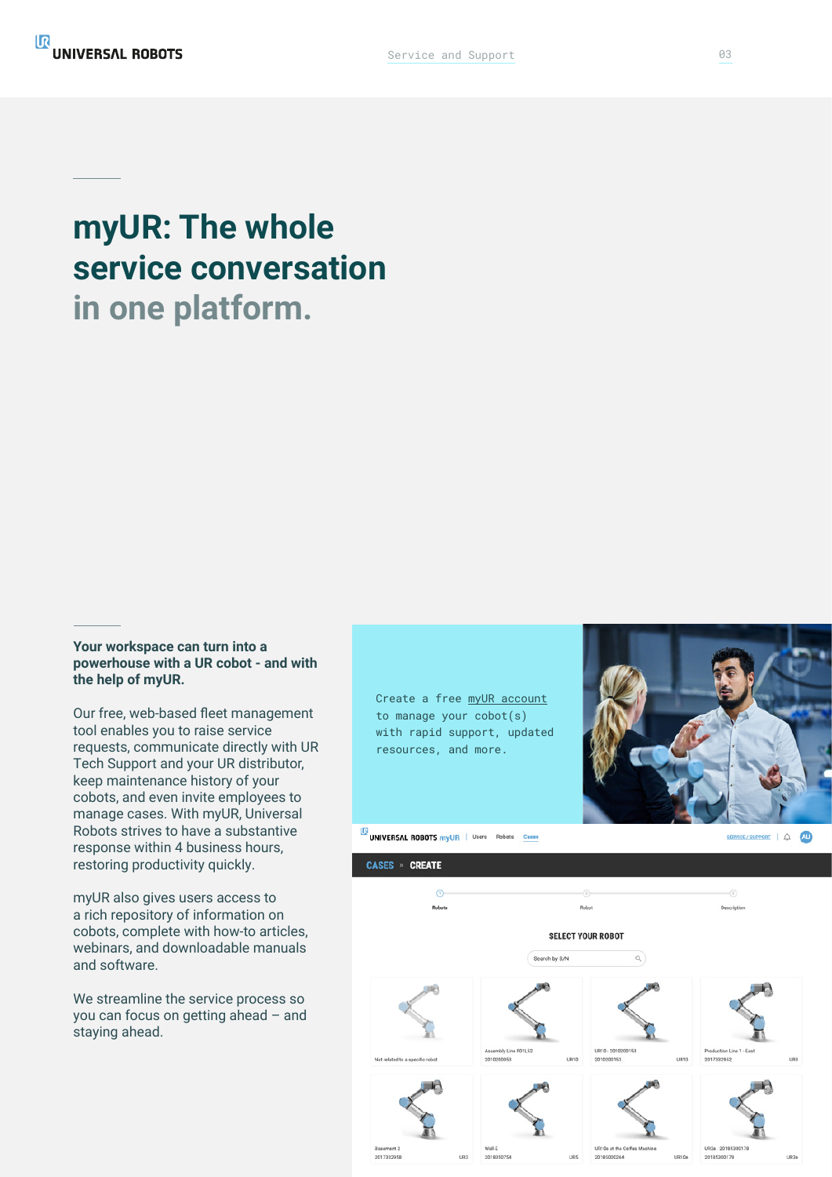# myUR: The whole service conversation in one platform.

**Your workspace can turn into a powerhouse with a UR cobot - and with the help of myUR.**

Our free, web-based fleet management tool enables you to raise service requests, communicate directly with UR Tech Support and your UR distributor, keep maintenance history of your cobots, and even invite employees to manage cases. With myUR, Universal Robots strives to have a substantive response within 4 business hours, restoring productivity quickly.

myUR also gives users access to a rich repository of information on cobots, complete with how-to articles, webinars, and downloadable manuals and software.

We streamline the service process so you can focus on getting ahead – and staying ahead.

Create a free myUR account to manage your cobot(s) with rapid support, updated resources, and more.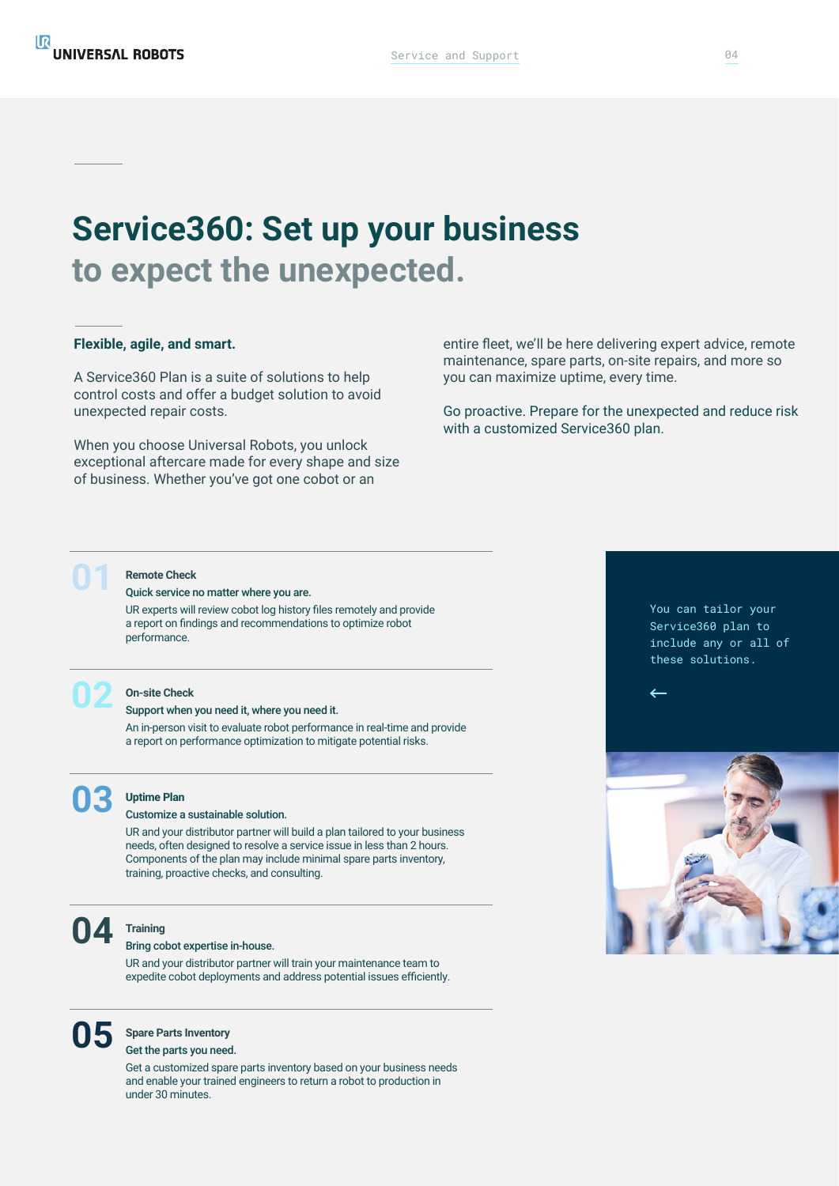# Service360: Set up your business to expect the unexpected.

**Flexible, agile, and smart.**

A Service360 Plan is a suite of solutions to help control costs and offer a budget solution to avoid unexpected repair costs.

When you choose Universal Robots, you unlock exceptional aftercare made for every shape and size of business. Whether you've got one cobot or an entire fleet, we'll be here delivering expert advice, remote maintenance, spare parts, on-site repairs, and more so you can maximize uptime, every time.

Go proactive. Prepare for the unexpected and reduce risk with a customized Service360 plan.

## 01 Remote Check

**Quick service no matter where you are.**

UR experts will review cobot log history files remotely and provide a report on findings and recommendations to optimize robot performance.

## 02 On-site Check

**Support when you need it, where you need it.**

An in-person visit to evaluate robot performance in real-time and provide a report on performance optimization to mitigate potential risks.

## 03 Uptime Plan

**Customize a sustainable solution.**

UR and your distributor partner will build a plan tailored to your business needs, often designed to resolve a service issue in less than 2 hours. Components of the plan may include minimal spare parts inventory, training, proactive checks, and consulting.

## 04 Training

**Bring cobot expertise in-house.**

UR and your distributor partner will train your maintenance team to expedite cobot deployments and address potential issues efficiently.

## 05 Spare Parts Inventory

**Get the parts you need.**

Get a customized spare parts inventory based on your business needs and enable your trained engineers to return a robot to production in under 30 minutes.

You can tailor your Service360 plan to include any or all of these solutions.

←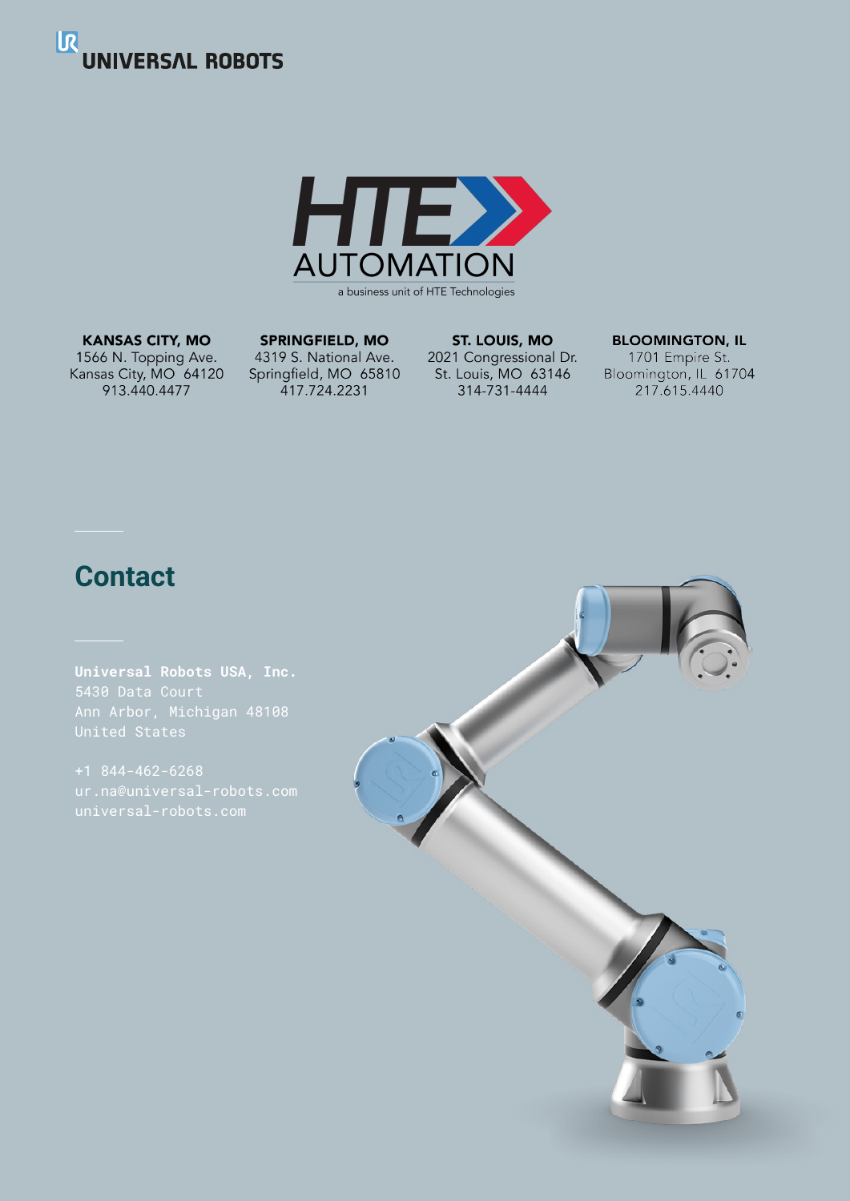UNIVERSAL ROBOTS

HTE AUTOMATION

a business unit of HTE Technologies

**KANSAS CITY, MO**
1566 N. Topping Ave.
Kansas City, MO 64120
913.440.4477

**SPRINGFIELD, MO**
4319 S. National Ave.
Springfield, MO 65810
417.724.2231

**ST. LOUIS, MO**
2021 Congressional Dr.
St. Louis, MO 63146
314-731-4444

**BLOOMINGTON, IL**
1701 Empire St.
Bloomington, IL 61704
217.615.4440

## Contact

**Universal Robots USA, Inc.**
5430 Data Court
Ann Arbor, Michigan 48108
United States

+1 844-462-6268
ur.na@universal-robots.com
universal-robots.com